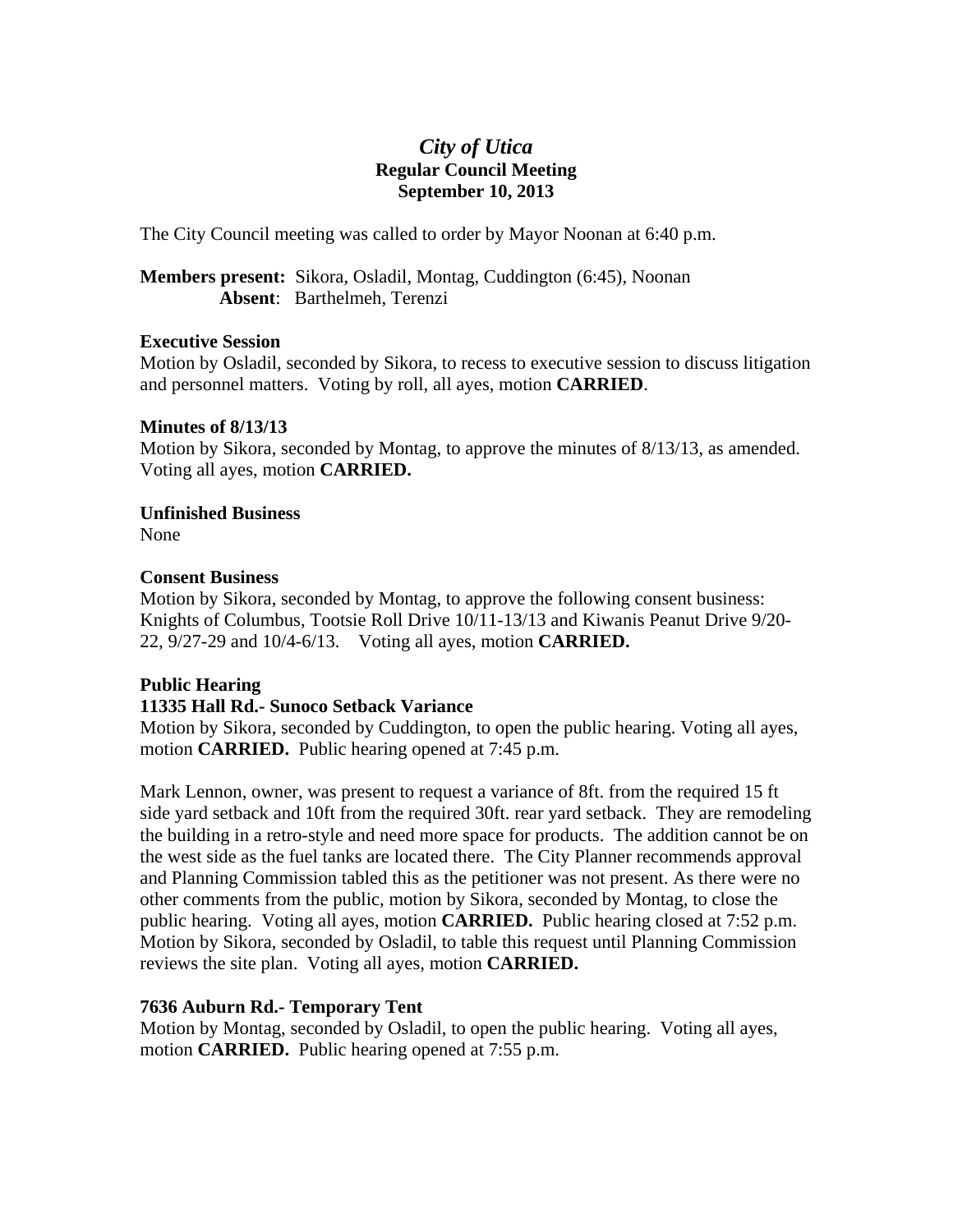# *City of Utica*

## Regular Council Meeting

## September 10, 2013

The City Council meeting was called to order by Mayor Noonan at 6:40 p.m.

**Members present:** Sikora, Osladil, Montag, Cuddington (6:45), Noonan
**Absent**: Barthelmeh, Terenzi

**Executive Session**
Motion by Osladil, seconded by Sikora, to recess to executive session to discuss litigation and personnel matters. Voting by roll, all ayes, motion **CARRIED**.

**Minutes of 8/13/13**
Motion by Sikora, seconded by Montag, to approve the minutes of 8/13/13, as amended. Voting all ayes, motion **CARRIED.**

**Unfinished Business**
None

**Consent Business**
Motion by Sikora, seconded by Montag, to approve the following consent business: Knights of Columbus, Tootsie Roll Drive 10/11-13/13 and Kiwanis Peanut Drive 9/20-22, 9/27-29 and 10/4-6/13. Voting all ayes, motion **CARRIED.**

**Public Hearing**

**11335 Hall Rd.- Sunoco Setback Variance**
Motion by Sikora, seconded by Cuddington, to open the public hearing. Voting all ayes, motion **CARRIED.** Public hearing opened at 7:45 p.m.

Mark Lennon, owner, was present to request a variance of 8ft. from the required 15 ft side yard setback and 10ft from the required 30ft. rear yard setback. They are remodeling the building in a retro-style and need more space for products. The addition cannot be on the west side as the fuel tanks are located there. The City Planner recommends approval and Planning Commission tabled this as the petitioner was not present. As there were no other comments from the public, motion by Sikora, seconded by Montag, to close the public hearing. Voting all ayes, motion **CARRIED.** Public hearing closed at 7:52 p.m. Motion by Sikora, seconded by Osladil, to table this request until Planning Commission reviews the site plan. Voting all ayes, motion **CARRIED.**

**7636 Auburn Rd.- Temporary Tent**
Motion by Montag, seconded by Osladil, to open the public hearing. Voting all ayes, motion **CARRIED.** Public hearing opened at 7:55 p.m.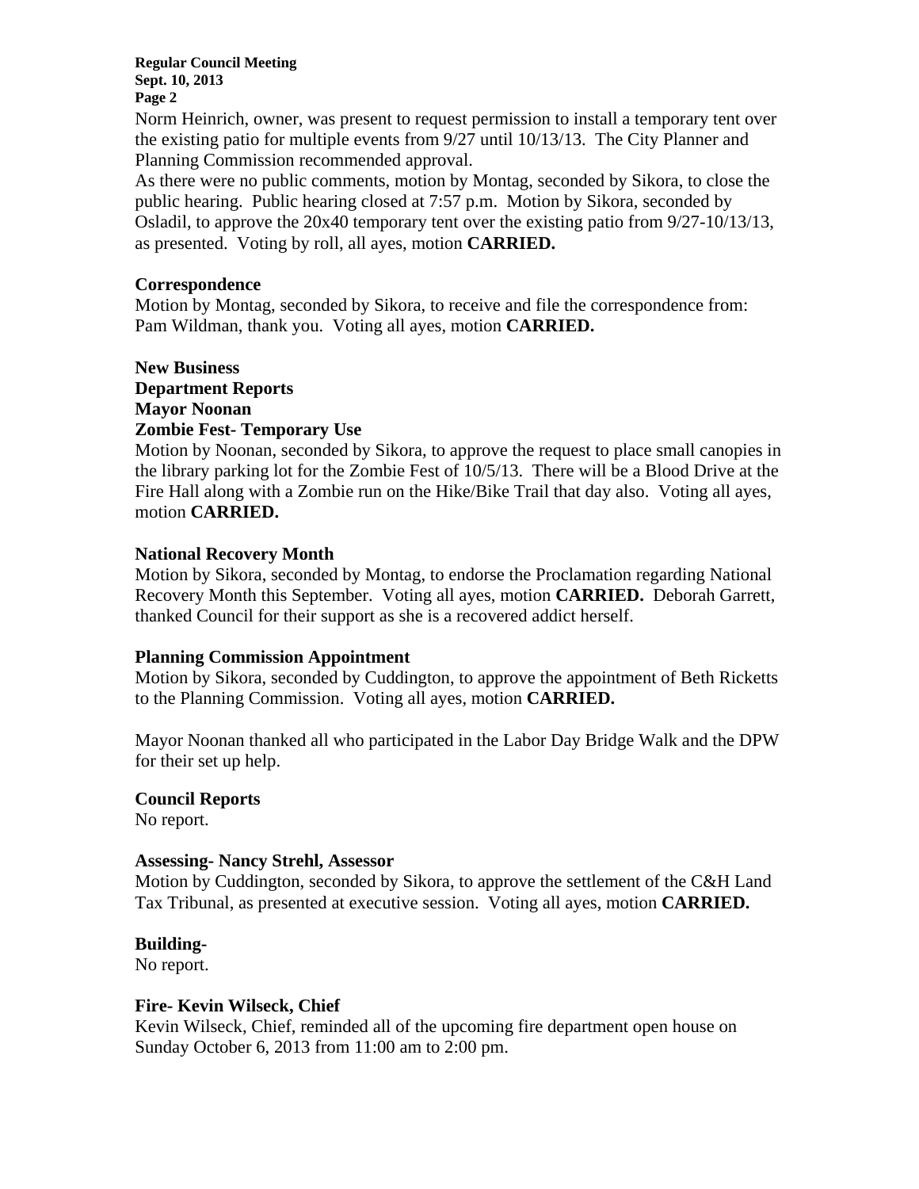Norm Heinrich, owner, was present to request permission to install a temporary tent over the existing patio for multiple events from 9/27 until 10/13/13. The City Planner and Planning Commission recommended approval.

As there were no public comments, motion by Montag, seconded by Sikora, to close the public hearing. Public hearing closed at 7:57 p.m. Motion by Sikora, seconded by Osladil, to approve the 20x40 temporary tent over the existing patio from 9/27-10/13/13, as presented. Voting by roll, all ayes, motion **CARRIED.**

**Correspondence**

Motion by Montag, seconded by Sikora, to receive and file the correspondence from: Pam Wildman, thank you. Voting all ayes, motion **CARRIED.**

**New Business**

**Department Reports**

**Mayor Noonan**

**Zombie Fest- Temporary Use**

Motion by Noonan, seconded by Sikora, to approve the request to place small canopies in the library parking lot for the Zombie Fest of 10/5/13. There will be a Blood Drive at the Fire Hall along with a Zombie run on the Hike/Bike Trail that day also. Voting all ayes, motion **CARRIED.**

**National Recovery Month**

Motion by Sikora, seconded by Montag, to endorse the Proclamation regarding National Recovery Month this September. Voting all ayes, motion **CARRIED.** Deborah Garrett, thanked Council for their support as she is a recovered addict herself.

**Planning Commission Appointment**

Motion by Sikora, seconded by Cuddington, to approve the appointment of Beth Ricketts to the Planning Commission. Voting all ayes, motion **CARRIED.**

Mayor Noonan thanked all who participated in the Labor Day Bridge Walk and the DPW for their set up help.

**Council Reports**

No report.

**Assessing- Nancy Strehl, Assessor**

Motion by Cuddington, seconded by Sikora, to approve the settlement of the C&H Land Tax Tribunal, as presented at executive session. Voting all ayes, motion **CARRIED.**

**Building-**

No report.

**Fire- Kevin Wilseck, Chief**

Kevin Wilseck, Chief, reminded all of the upcoming fire department open house on Sunday October 6, 2013 from 11:00 am to 2:00 pm.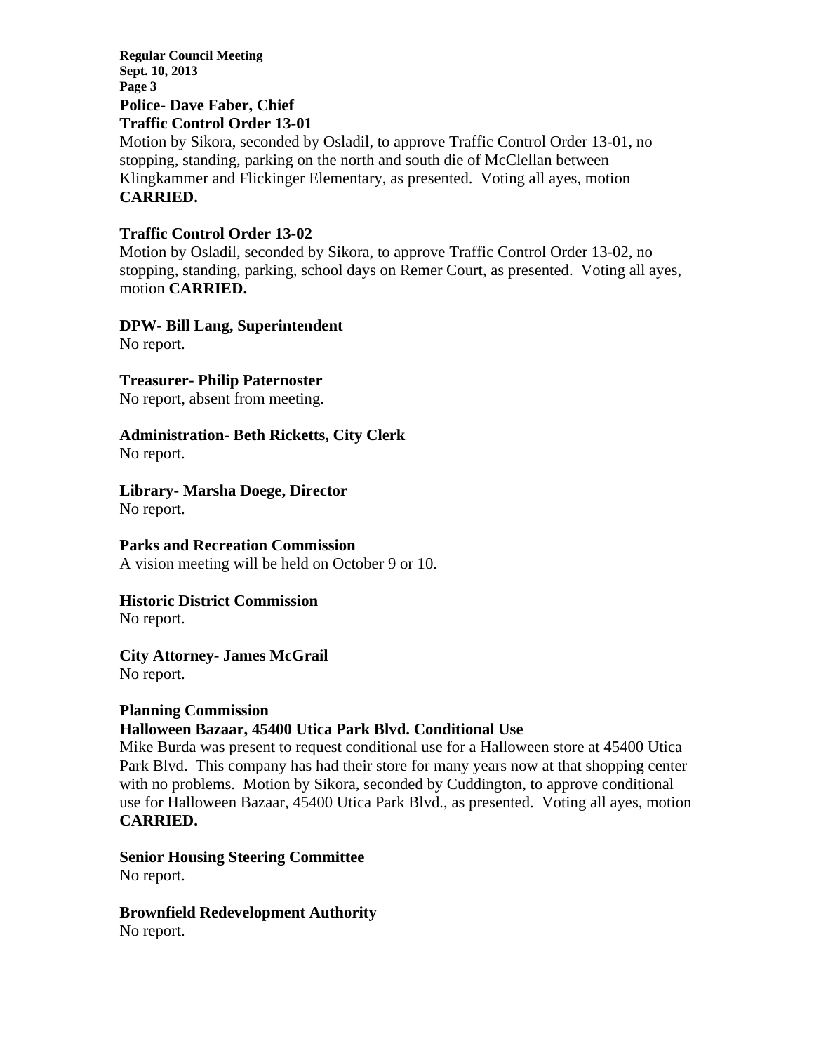**Police- Dave Faber, Chief**

**Traffic Control Order 13-01**

Motion by Sikora, seconded by Osladil, to approve Traffic Control Order 13-01, no stopping, standing, parking on the north and south die of McClellan between Klingkammer and Flickinger Elementary, as presented. Voting all ayes, motion **CARRIED.**

**Traffic Control Order 13-02**

Motion by Osladil, seconded by Sikora, to approve Traffic Control Order 13-02, no stopping, standing, parking, school days on Remer Court, as presented. Voting all ayes, motion **CARRIED.**

**DPW- Bill Lang, Superintendent**

No report.

**Treasurer- Philip Paternoster**

No report, absent from meeting.

**Administration- Beth Ricketts, City Clerk**

No report.

**Library- Marsha Doege, Director**

No report.

**Parks and Recreation Commission**

A vision meeting will be held on October 9 or 10.

**Historic District Commission**

No report.

**City Attorney- James McGrail**

No report.

**Planning Commission**

**Halloween Bazaar, 45400 Utica Park Blvd. Conditional Use**

Mike Burda was present to request conditional use for a Halloween store at 45400 Utica Park Blvd. This company has had their store for many years now at that shopping center with no problems. Motion by Sikora, seconded by Cuddington, to approve conditional use for Halloween Bazaar, 45400 Utica Park Blvd., as presented. Voting all ayes, motion **CARRIED.**

**Senior Housing Steering Committee**

No report.

**Brownfield Redevelopment Authority**

No report.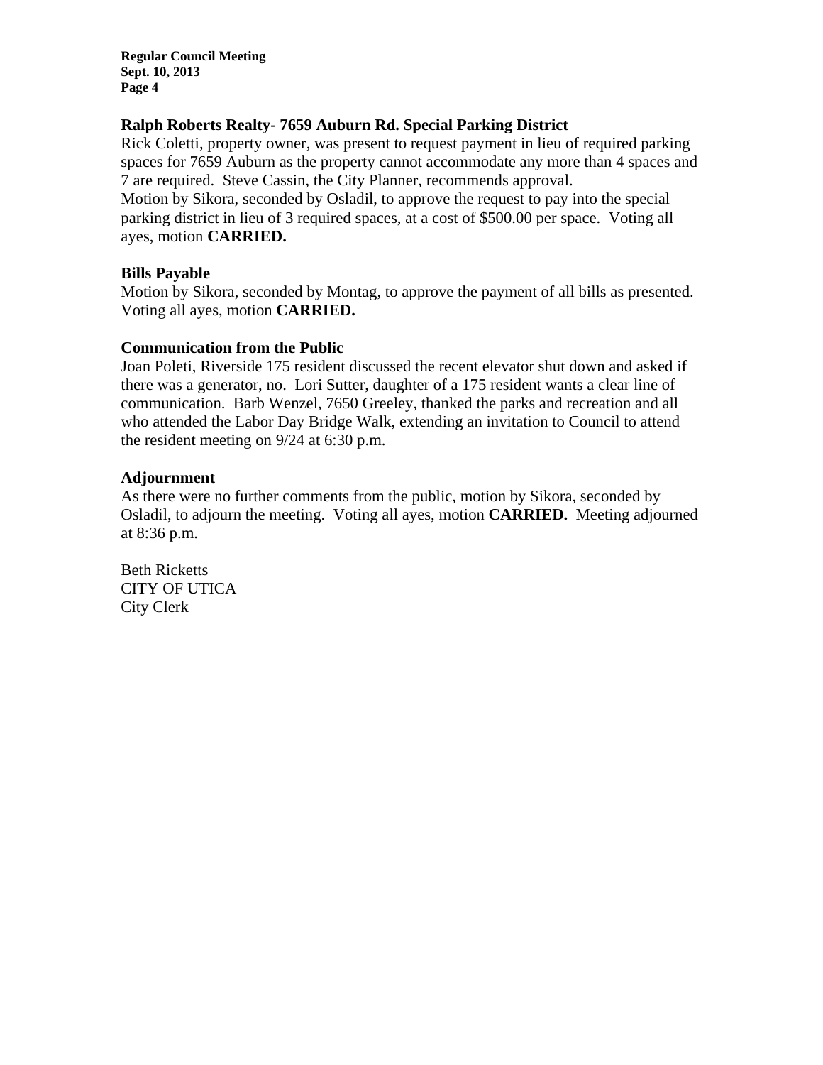### Ralph Roberts Realty- 7659 Auburn Rd. Special Parking District

Rick Coletti, property owner, was present to request payment in lieu of required parking spaces for 7659 Auburn as the property cannot accommodate any more than 4 spaces and 7 are required. Steve Cassin, the City Planner, recommends approval.
Motion by Sikora, seconded by Osladil, to approve the request to pay into the special parking district in lieu of 3 required spaces, at a cost of $500.00 per space. Voting all ayes, motion **CARRIED.**

### Bills Payable

Motion by Sikora, seconded by Montag, to approve the payment of all bills as presented. Voting all ayes, motion **CARRIED.**

### Communication from the Public

Joan Poleti, Riverside 175 resident discussed the recent elevator shut down and asked if there was a generator, no. Lori Sutter, daughter of a 175 resident wants a clear line of communication. Barb Wenzel, 7650 Greeley, thanked the parks and recreation and all who attended the Labor Day Bridge Walk, extending an invitation to Council to attend the resident meeting on 9/24 at 6:30 p.m.

### Adjournment

As there were no further comments from the public, motion by Sikora, seconded by Osladil, to adjourn the meeting. Voting all ayes, motion **CARRIED.** Meeting adjourned at 8:36 p.m.

Beth Ricketts
CITY OF UTICA
City Clerk